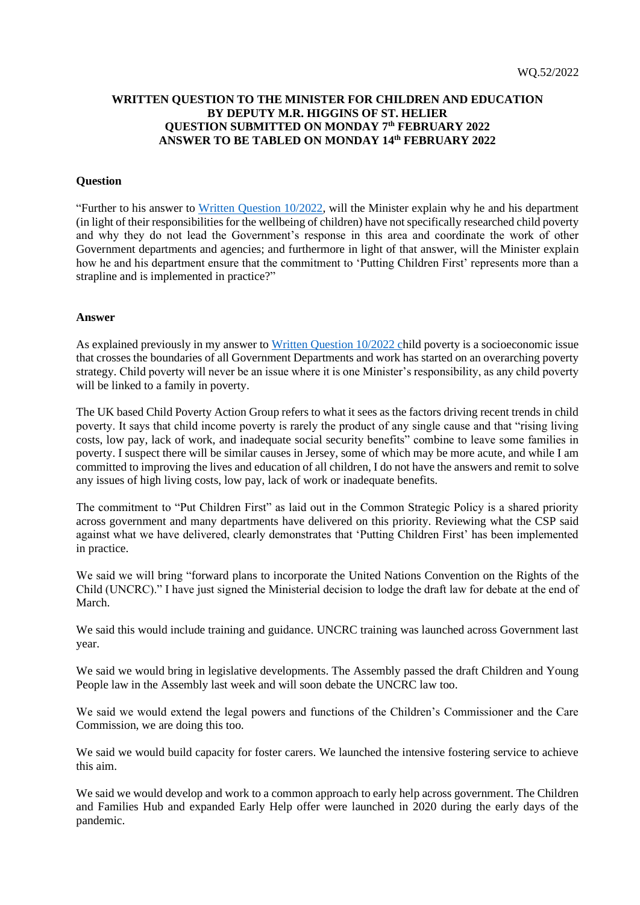WQ.52/2022

**WRITTEN QUESTION TO THE MINISTER FOR CHILDREN AND EDUCATION BY DEPUTY M.R. HIGGINS OF ST. HELIER QUESTION SUBMITTED ON MONDAY 7th FEBRUARY 2022 ANSWER TO BE TABLED ON MONDAY 14th FEBRUARY 2022**

**Question**

"Further to his answer to Written Question 10/2022, will the Minister explain why he and his department (in light of their responsibilities for the wellbeing of children) have not specifically researched child poverty and why they do not lead the Government's response in this area and coordinate the work of other Government departments and agencies; and furthermore in light of that answer, will the Minister explain how he and his department ensure that the commitment to 'Putting Children First' represents more than a strapline and is implemented in practice?"

**Answer**

As explained previously in my answer to Written Question 10/2022 child poverty is a socioeconomic issue that crosses the boundaries of all Government Departments and work has started on an overarching poverty strategy. Child poverty will never be an issue where it is one Minister's responsibility, as any child poverty will be linked to a family in poverty.

The UK based Child Poverty Action Group refers to what it sees as the factors driving recent trends in child poverty. It says that child income poverty is rarely the product of any single cause and that "rising living costs, low pay, lack of work, and inadequate social security benefits" combine to leave some families in poverty. I suspect there will be similar causes in Jersey, some of which may be more acute, and while I am committed to improving the lives and education of all children, I do not have the answers and remit to solve any issues of high living costs, low pay, lack of work or inadequate benefits.

The commitment to "Put Children First" as laid out in the Common Strategic Policy is a shared priority across government and many departments have delivered on this priority. Reviewing what the CSP said against what we have delivered, clearly demonstrates that 'Putting Children First' has been implemented in practice.

We said we will bring "forward plans to incorporate the United Nations Convention on the Rights of the Child (UNCRC)." I have just signed the Ministerial decision to lodge the draft law for debate at the end of March.

We said this would include training and guidance. UNCRC training was launched across Government last year.

We said we would bring in legislative developments. The Assembly passed the draft Children and Young People law in the Assembly last week and will soon debate the UNCRC law too.

We said we would extend the legal powers and functions of the Children's Commissioner and the Care Commission, we are doing this too.

We said we would build capacity for foster carers. We launched the intensive fostering service to achieve this aim.

We said we would develop and work to a common approach to early help across government. The Children and Families Hub and expanded Early Help offer were launched in 2020 during the early days of the pandemic.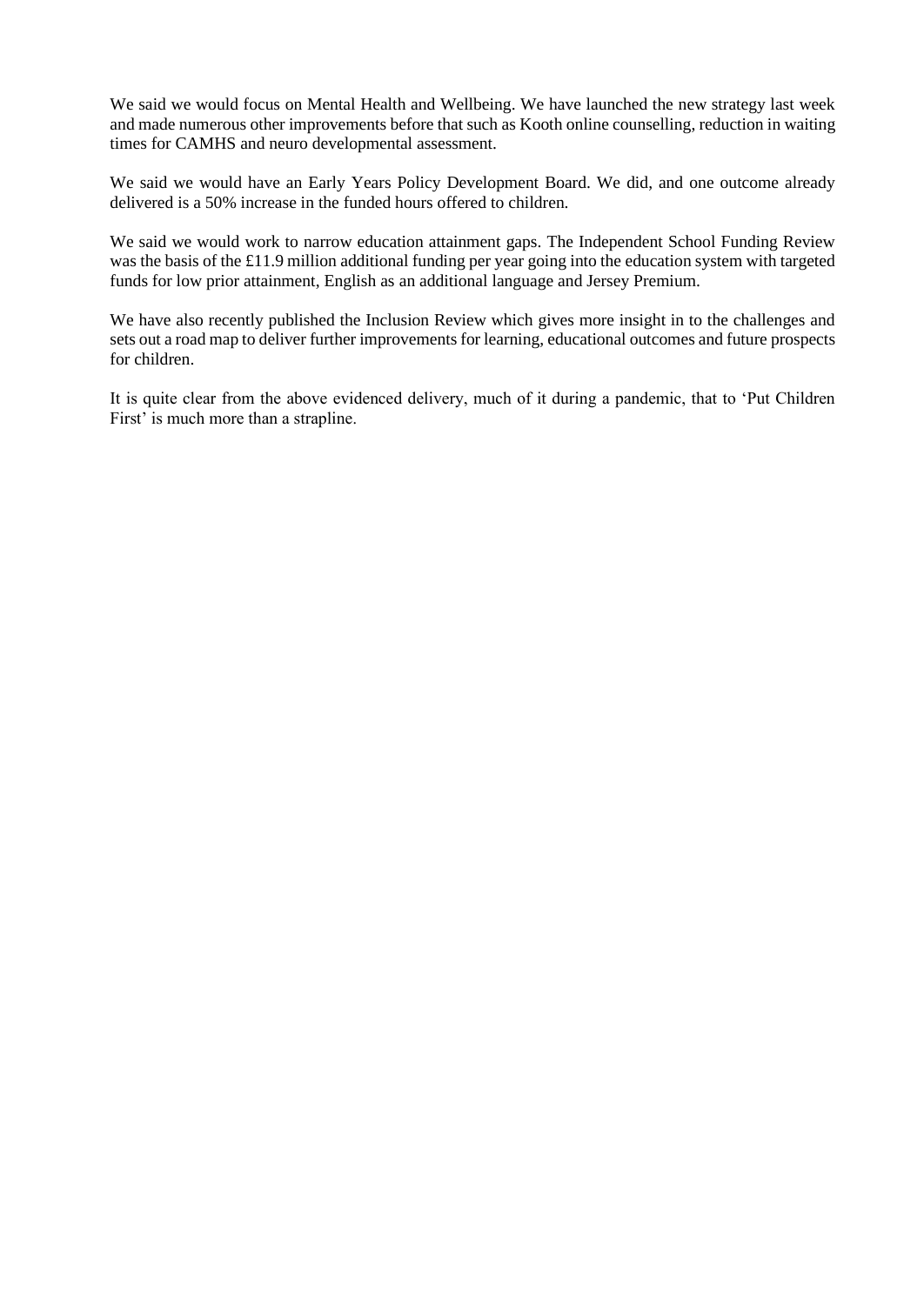We said we would focus on Mental Health and Wellbeing. We have launched the new strategy last week and made numerous other improvements before that such as Kooth online counselling, reduction in waiting times for CAMHS and neuro developmental assessment.

We said we would have an Early Years Policy Development Board. We did, and one outcome already delivered is a 50% increase in the funded hours offered to children.

We said we would work to narrow education attainment gaps. The Independent School Funding Review was the basis of the £11.9 million additional funding per year going into the education system with targeted funds for low prior attainment, English as an additional language and Jersey Premium.

We have also recently published the Inclusion Review which gives more insight in to the challenges and sets out a road map to deliver further improvements for learning, educational outcomes and future prospects for children.

It is quite clear from the above evidenced delivery, much of it during a pandemic, that to 'Put Children First' is much more than a strapline.